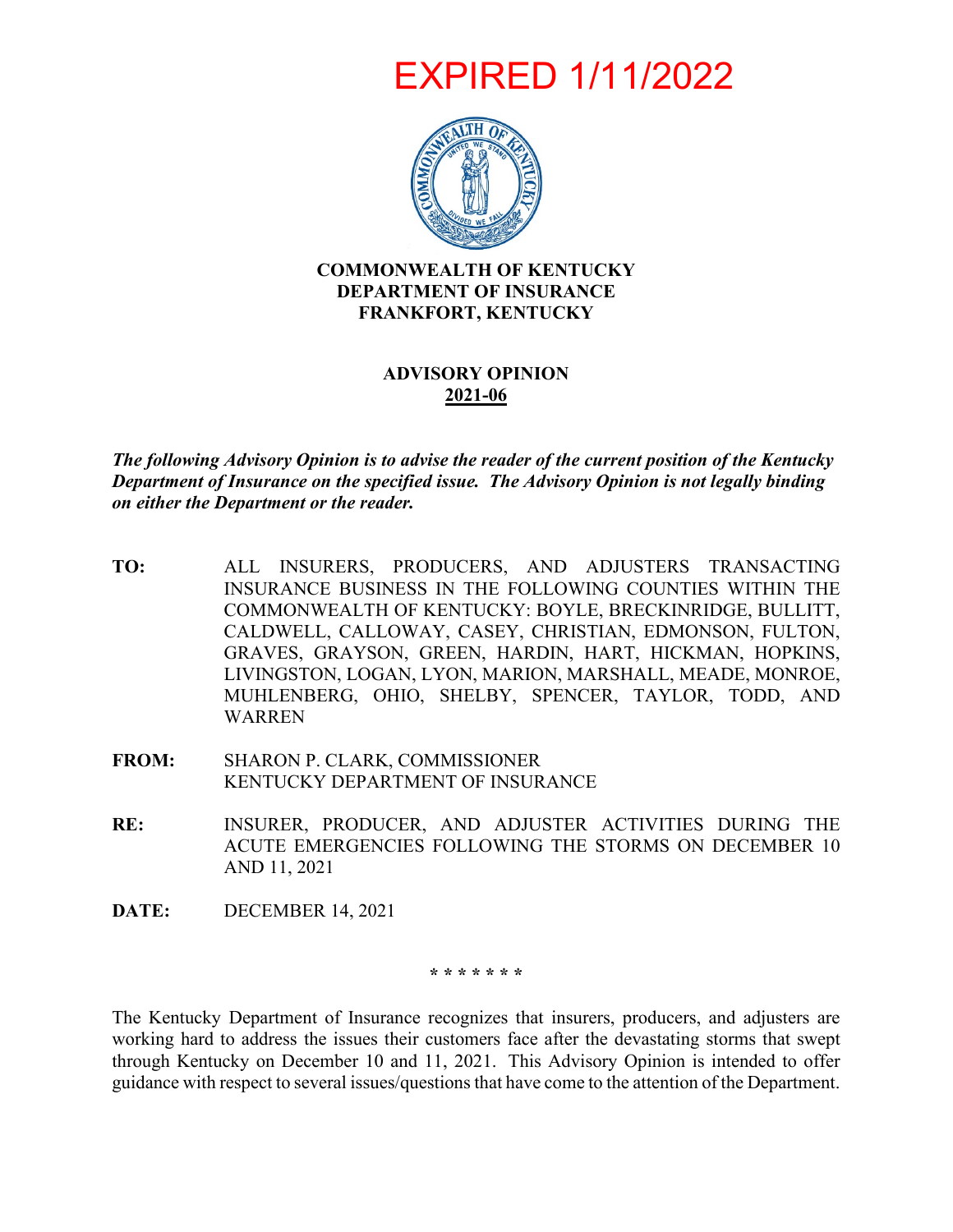EXPIRED 1/11/2022

**COMMONWEALTH OF KENTUCKY**
**DEPARTMENT OF INSURANCE**
**FRANKFORT, KENTUCKY**

**ADVISORY OPINION**
**2021-06**

***The following Advisory Opinion is to advise the reader of the current position of the Kentucky Department of Insurance on the specified issue. The Advisory Opinion is not legally binding on either the Department or the reader.***

**TO:** ALL INSURERS, PRODUCERS, AND ADJUSTERS TRANSACTING INSURANCE BUSINESS IN THE FOLLOWING COUNTIES WITHIN THE COMMONWEALTH OF KENTUCKY: BOYLE, BRECKINRIDGE, BULLITT, CALDWELL, CALLOWAY, CASEY, CHRISTIAN, EDMONSON, FULTON, GRAVES, GRAYSON, GREEN, HARDIN, HART, HICKMAN, HOPKINS, LIVINGSTON, LOGAN, LYON, MARION, MARSHALL, MEADE, MONROE, MUHLENBERG, OHIO, SHELBY, SPENCER, TAYLOR, TODD, AND WARREN

**FROM:** SHARON P. CLARK, COMMISSIONER
KENTUCKY DEPARTMENT OF INSURANCE

**RE:** INSURER, PRODUCER, AND ADJUSTER ACTIVITIES DURING THE ACUTE EMERGENCIES FOLLOWING THE STORMS ON DECEMBER 10 AND 11, 2021

**DATE:** DECEMBER 14, 2021

\* \* \* \* \* \* \*

The Kentucky Department of Insurance recognizes that insurers, producers, and adjusters are working hard to address the issues their customers face after the devastating storms that swept through Kentucky on December 10 and 11, 2021. This Advisory Opinion is intended to offer guidance with respect to several issues/questions that have come to the attention of the Department.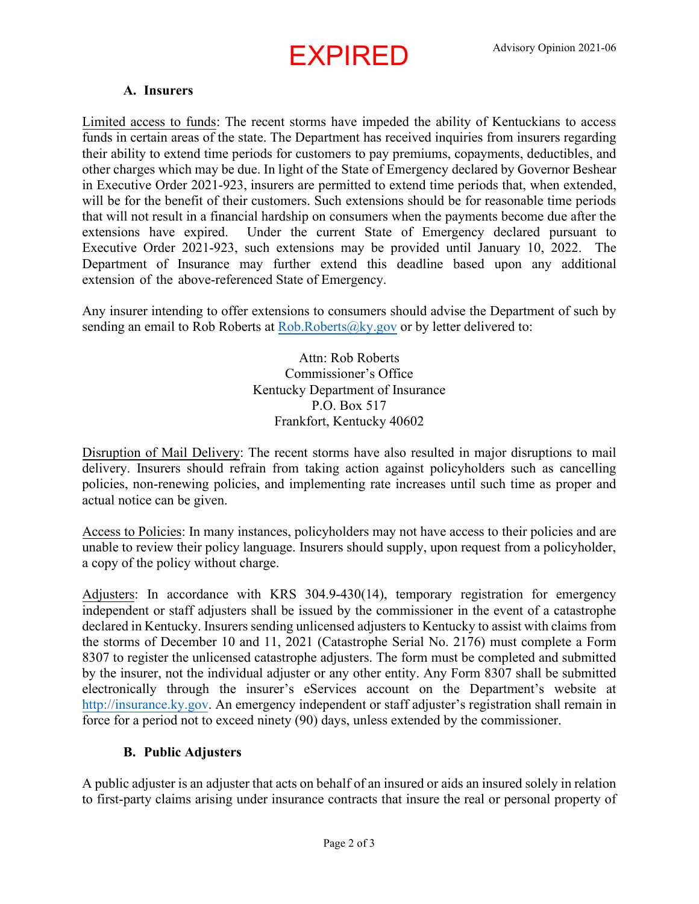EXPIRED

### A. Insurers

Limited access to funds: The recent storms have impeded the ability of Kentuckians to access funds in certain areas of the state. The Department has received inquiries from insurers regarding their ability to extend time periods for customers to pay premiums, copayments, deductibles, and other charges which may be due. In light of the State of Emergency declared by Governor Beshear in Executive Order 2021-923, insurers are permitted to extend time periods that, when extended, will be for the benefit of their customers. Such extensions should be for reasonable time periods that will not result in a financial hardship on consumers when the payments become due after the extensions have expired. Under the current State of Emergency declared pursuant to Executive Order 2021-923, such extensions may be provided until January 10, 2022. The Department of Insurance may further extend this deadline based upon any additional extension of the above-referenced State of Emergency.

Any insurer intending to offer extensions to consumers should advise the Department of such by sending an email to Rob Roberts at Rob.Roberts@ky.gov or by letter delivered to:

Attn: Rob Roberts
Commissioner's Office
Kentucky Department of Insurance
P.O. Box 517
Frankfort, Kentucky 40602

Disruption of Mail Delivery: The recent storms have also resulted in major disruptions to mail delivery. Insurers should refrain from taking action against policyholders such as cancelling policies, non-renewing policies, and implementing rate increases until such time as proper and actual notice can be given.

Access to Policies: In many instances, policyholders may not have access to their policies and are unable to review their policy language. Insurers should supply, upon request from a policyholder, a copy of the policy without charge.

Adjusters: In accordance with KRS 304.9-430(14), temporary registration for emergency independent or staff adjusters shall be issued by the commissioner in the event of a catastrophe declared in Kentucky. Insurers sending unlicensed adjusters to Kentucky to assist with claims from the storms of December 10 and 11, 2021 (Catastrophe Serial No. 2176) must complete a Form 8307 to register the unlicensed catastrophe adjusters. The form must be completed and submitted by the insurer, not the individual adjuster or any other entity. Any Form 8307 shall be submitted electronically through the insurer's eServices account on the Department's website at http://insurance.ky.gov. An emergency independent or staff adjuster's registration shall remain in force for a period not to exceed ninety (90) days, unless extended by the commissioner.

### B. Public Adjusters

A public adjuster is an adjuster that acts on behalf of an insured or aids an insured solely in relation to first-party claims arising under insurance contracts that insure the real or personal property of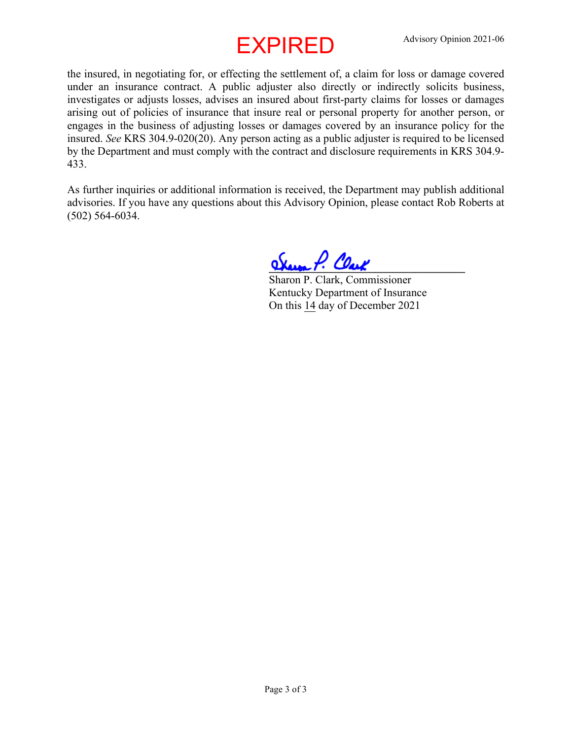EXPIRED

the insured, in negotiating for, or effecting the settlement of, a claim for loss or damage covered under an insurance contract. A public adjuster also directly or indirectly solicits business, investigates or adjusts losses, advises an insured about first-party claims for losses or damages arising out of policies of insurance that insure real or personal property for another person, or engages in the business of adjusting losses or damages covered by an insurance policy for the insured. *See* KRS 304.9-020(20). Any person acting as a public adjuster is required to be licensed by the Department and must comply with the contract and disclosure requirements in KRS 304.9-433.

As further inquiries or additional information is received, the Department may publish additional advisories. If you have any questions about this Advisory Opinion, please contact Rob Roberts at (502) 564-6034.

Sharon P. Clark, Commissioner
Kentucky Department of Insurance
On this 14 day of December 2021